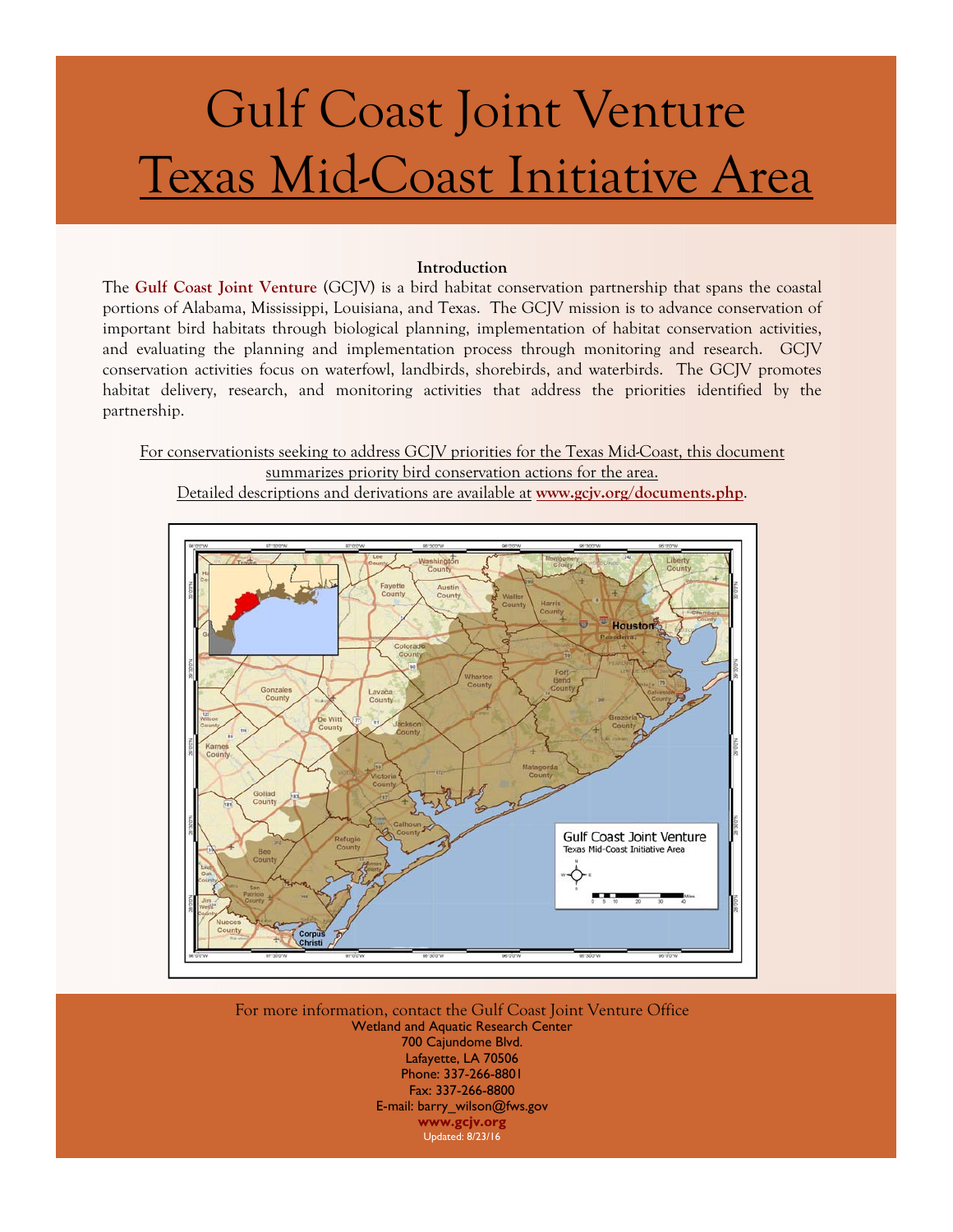# Gulf Coast Joint Venture

## Texas Mid-Coast Initiative Area

**Introduction**

The **Gulf Coast Joint Venture** (GCJV) is a bird habitat conservation partnership that spans the coastal portions of Alabama, Mississippi, Louisiana, and Texas. The GCJV mission is to advance conservation of important bird habitats through biological planning, implementation of habitat conservation activities, and evaluating the planning and implementation process through monitoring and research. GCJV conservation activities focus on waterfowl, landbirds, shorebirds, and waterbirds. The GCJV promotes habitat delivery, research, and monitoring activities that address the priorities identified by the partnership.

For conservationists seeking to address GCJV priorities for the Texas Mid-Coast, this document summarizes priority bird conservation actions for the area.
Detailed descriptions and derivations are available at **www.gcjv.org/documents.php**.

For more information, contact the Gulf Coast Joint Venture Office
Wetland and Aquatic Research Center
700 Cajundome Blvd.
Lafayette, LA 70506
Phone: 337-266-8801
Fax: 337-266-8800
E-mail: barry_wilson@fws.gov
**www.gcjv.org**
Updated: 8/23/16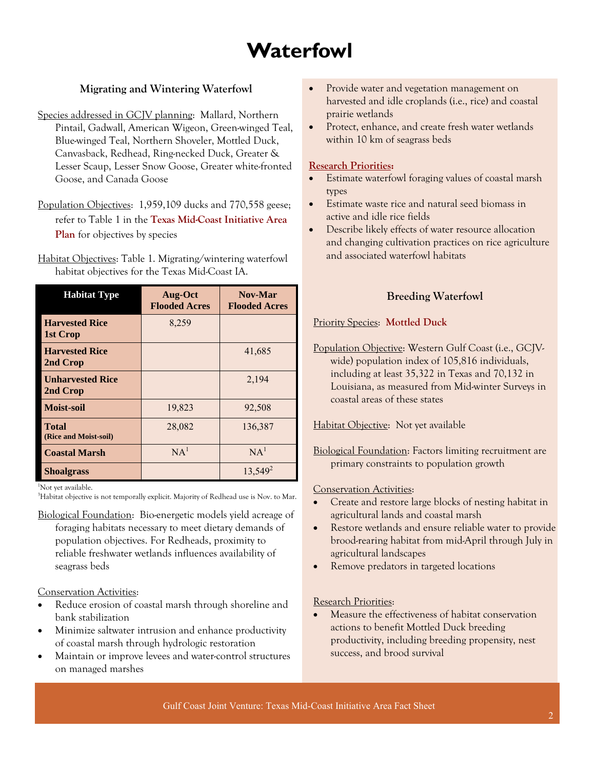# Waterfowl

### Migrating and Wintering Waterfowl

Species addressed in GCJV planning: Mallard, Northern Pintail, Gadwall, American Wigeon, Green-winged Teal, Blue-winged Teal, Northern Shoveler, Mottled Duck, Canvasback, Redhead, Ring-necked Duck, Greater & Lesser Scaup, Lesser Snow Goose, Greater white-fronted Goose, and Canada Goose

Population Objectives: 1,959,109 ducks and 770,558 geese; refer to Table 1 in the **Texas Mid-Coast Initiative Area Plan** for objectives by species

Habitat Objectives: Table 1. Migrating/wintering waterfowl habitat objectives for the Texas Mid-Coast IA.

| Habitat Type | Aug-Oct Flooded Acres | Nov-Mar Flooded Acres |
|---|---|---|
| **Harvested Rice 1st Crop** | 8,259 | |
| **Harvested Rice 2nd Crop** | | 41,685 |
| **Unharvested Rice 2nd Crop** | | 2,194 |
| **Moist-soil** | 19,823 | 92,508 |
| **Total (Rice and Moist-soil)** | 28,082 | 136,387 |
| **Coastal Marsh** | NA[1] | NA[1] |
| **Shoalgrass** | | 13,549[2] |

[1]Not yet available.
[3]Habitat objective is not temporally explicit. Majority of Redhead use is Nov. to Mar.

Biological Foundation: Bio-energetic models yield acreage of foraging habitats necessary to meet dietary demands of population objectives. For Redheads, proximity to reliable freshwater wetlands influences availability of seagrass beds

Conservation Activities:

- Reduce erosion of coastal marsh through shoreline and bank stabilization
- Minimize saltwater intrusion and enhance productivity of coastal marsh through hydrologic restoration
- Maintain or improve levees and water-control structures on managed marshes
- Provide water and vegetation management on harvested and idle croplands (i.e., rice) and coastal prairie wetlands
- Protect, enhance, and create fresh water wetlands within 10 km of seagrass beds

**Research Priorities:**

- Estimate waterfowl foraging values of coastal marsh types
- Estimate waste rice and natural seed biomass in active and idle rice fields
- Describe likely effects of water resource allocation and changing cultivation practices on rice agriculture and associated waterfowl habitats

### Breeding Waterfowl

Priority Species: **Mottled Duck**

Population Objective: Western Gulf Coast (i.e., GCJV-wide) population index of 105,816 individuals, including at least 35,322 in Texas and 70,132 in Louisiana, as measured from Mid-winter Surveys in coastal areas of these states

Habitat Objective: Not yet available

Biological Foundation: Factors limiting recruitment are primary constraints to population growth

Conservation Activities:

- Create and restore large blocks of nesting habitat in agricultural lands and coastal marsh
- Restore wetlands and ensure reliable water to provide brood-rearing habitat from mid-April through July in agricultural landscapes
- Remove predators in targeted locations

Research Priorities:

- Measure the effectiveness of habitat conservation actions to benefit Mottled Duck breeding productivity, including breeding propensity, nest success, and brood survival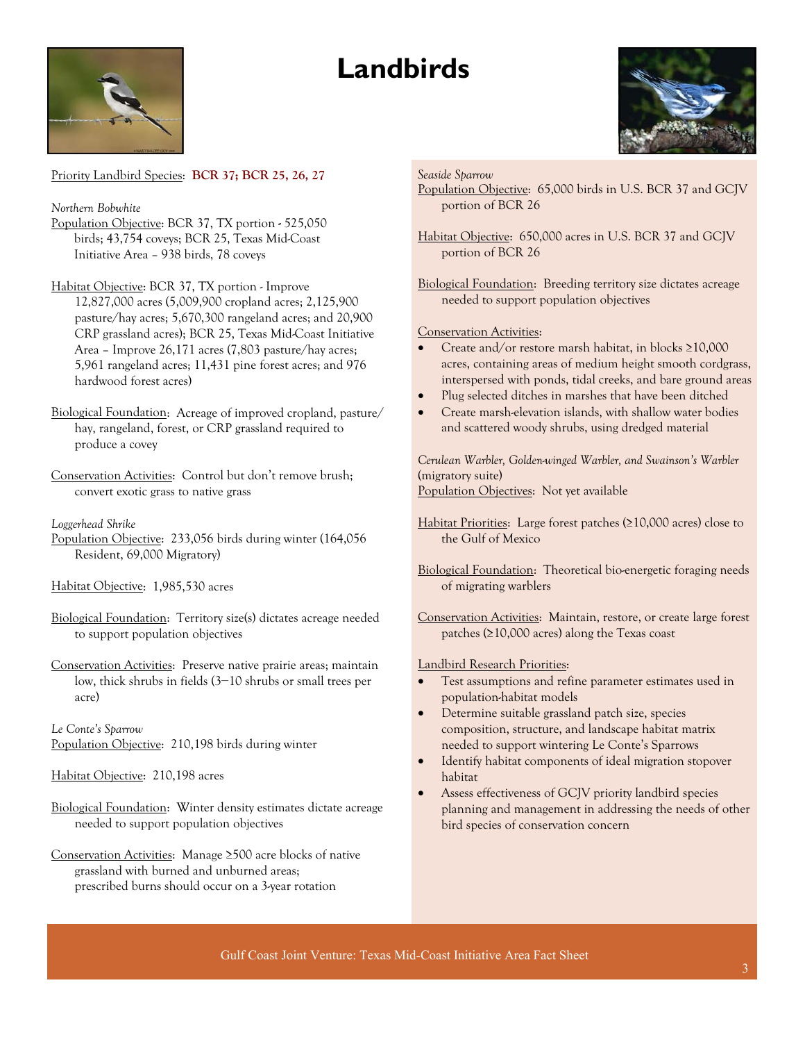# Landbirds

Priority Landbird Species: **BCR 37; BCR 25, 26, 27**

*Northern Bobwhite*

Population Objective: BCR 37, TX portion - 525,050 birds; 43,754 coveys; BCR 25, Texas Mid-Coast Initiative Area – 938 birds, 78 coveys

Habitat Objective: BCR 37, TX portion - Improve 12,827,000 acres (5,009,900 cropland acres; 2,125,900 pasture/hay acres; 5,670,300 rangeland acres; and 20,900 CRP grassland acres); BCR 25, Texas Mid-Coast Initiative Area – Improve 26,171 acres (7,803 pasture/hay acres; 5,961 rangeland acres; 11,431 pine forest acres; and 976 hardwood forest acres)

Biological Foundation: Acreage of improved cropland, pasture/hay, rangeland, forest, or CRP grassland required to produce a covey

Conservation Activities: Control but don't remove brush; convert exotic grass to native grass

*Loggerhead Shrike*

Population Objective: 233,056 birds during winter (164,056 Resident, 69,000 Migratory)

Habitat Objective: 1,985,530 acres

Biological Foundation: Territory size(s) dictates acreage needed to support population objectives

Conservation Activities: Preserve native prairie areas; maintain low, thick shrubs in fields (3—10 shrubs or small trees per acre)

*Le Conte's Sparrow*

Population Objective: 210,198 birds during winter

Habitat Objective: 210,198 acres

Biological Foundation: Winter density estimates dictate acreage needed to support population objectives

Conservation Activities: Manage ≥500 acre blocks of native grassland with burned and unburned areas; prescribed burns should occur on a 3-year rotation

*Seaside Sparrow*

Population Objective: 65,000 birds in U.S. BCR 37 and GCJV portion of BCR 26

Habitat Objective: 650,000 acres in U.S. BCR 37 and GCJV portion of BCR 26

Biological Foundation: Breeding territory size dictates acreage needed to support population objectives

Conservation Activities:

- Create and/or restore marsh habitat, in blocks ≥10,000 acres, containing areas of medium height smooth cordgrass, interspersed with ponds, tidal creeks, and bare ground areas
- Plug selected ditches in marshes that have been ditched
- Create marsh-elevation islands, with shallow water bodies and scattered woody shrubs, using dredged material

*Cerulean Warbler, Golden-winged Warbler, and Swainson's Warbler* (migratory suite)

Population Objectives: Not yet available

Habitat Priorities: Large forest patches (≥10,000 acres) close to the Gulf of Mexico

Biological Foundation: Theoretical bio-energetic foraging needs of migrating warblers

Conservation Activities: Maintain, restore, or create large forest patches (≥10,000 acres) along the Texas coast

Landbird Research Priorities:

- Test assumptions and refine parameter estimates used in population-habitat models
- Determine suitable grassland patch size, species composition, structure, and landscape habitat matrix needed to support wintering Le Conte's Sparrows
- Identify habitat components of ideal migration stopover habitat
- Assess effectiveness of GCJV priority landbird species planning and management in addressing the needs of other bird species of conservation concern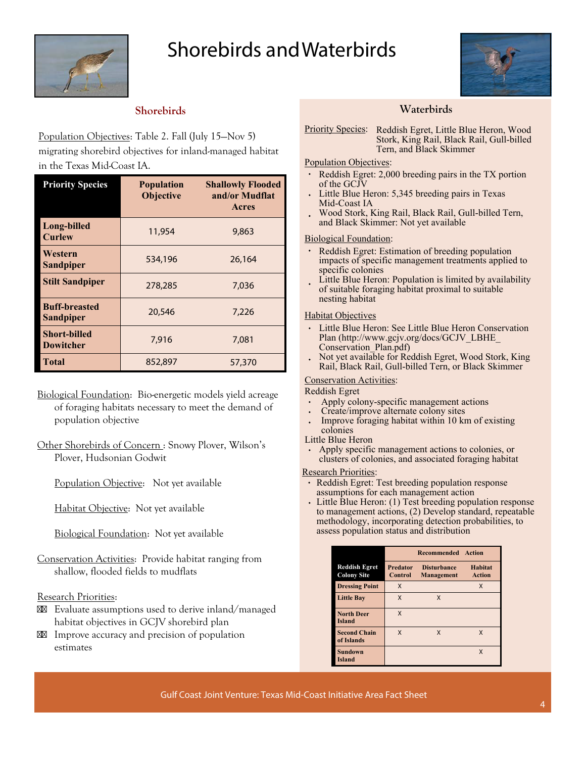# Shorebirds and Waterbirds

## Shorebirds

Population Objectives: Table 2. Fall (July 15—Nov 5) migrating shorebird objectives for inland-managed habitat in the Texas Mid-Coast IA.

| Priority Species | Population Objective | Shallowly Flooded and/or Mudflat Acres |
|---|---|---|
| **Long-billed Curlew** | 11,954 | 9,863 |
| **Western Sandpiper** | 534,196 | 26,164 |
| **Stilt Sandpiper** | 278,285 | 7,036 |
| **Buff-breasted Sandpiper** | 20,546 | 7,226 |
| **Short-billed Dowitcher** | 7,916 | 7,081 |
| **Total** | 852,897 | 57,370 |

Biological Foundation: Bio-energetic models yield acreage of foraging habitats necessary to meet the demand of population objective

Other Shorebirds of Concern : Snowy Plover, Wilson's Plover, Hudsonian Godwit

Population Objective: Not yet available

Habitat Objective: Not yet available

Biological Foundation: Not yet available

Conservation Activities: Provide habitat ranging from shallow, flooded fields to mudflats

Research Priorities:

- Evaluate assumptions used to derive inland/managed habitat objectives in GCJV shorebird plan
- Improve accuracy and precision of population estimates

## Waterbirds

Priority Species: Reddish Egret, Little Blue Heron, Wood Stork, King Rail, Black Rail, Gull-billed Tern, and Black Skimmer

Population Objectives:

- Reddish Egret: 2,000 breeding pairs in the TX portion of the GCJV
- Little Blue Heron: 5,345 breeding pairs in Texas Mid-Coast IA
- Wood Stork, King Rail, Black Rail, Gull-billed Tern, and Black Skimmer: Not yet available

Biological Foundation:

- Reddish Egret: Estimation of breeding population impacts of specific management treatments applied to specific colonies
- Little Blue Heron: Population is limited by availability of suitable foraging habitat proximal to suitable nesting habitat

Habitat Objectives

- Little Blue Heron: See Little Blue Heron Conservation Plan (http://www.gcjv.org/docs/GCJV_LBHE_Conservation_Plan.pdf)
- Not yet available for Reddish Egret, Wood Stork, King Rail, Black Rail, Gull-billed Tern, or Black Skimmer

Conservation Activities:

Reddish Egret

- Apply colony-specific management actions
- Create/improve alternate colony sites
- Improve foraging habitat within 10 km of existing colonies

Little Blue Heron

- Apply specific management actions to colonies, or clusters of colonies, and associated foraging habitat

Research Priorities:

- Reddish Egret: Test breeding population response assumptions for each management action
- Little Blue Heron: (1) Test breeding population response to management actions, (2) Develop standard, repeatable methodology, incorporating detection probabilities, to assess population status and distribution

| | Recommended Action | | |
|---|---|---|---|
| **Reddish Egret Colony Site** | **Predator Control** | **Disturbance Management** | **Habitat Action** |
| **Dressing Point** | X | | X |
| **Little Bay** | X | X | |
| **North Deer Island** | X | | |
| **Second Chain of Islands** | X | X | X |
| **Sundown Island** | | | X |

Gulf Coast Joint Venture: Texas Mid-Coast Initiative Area Fact Sheet